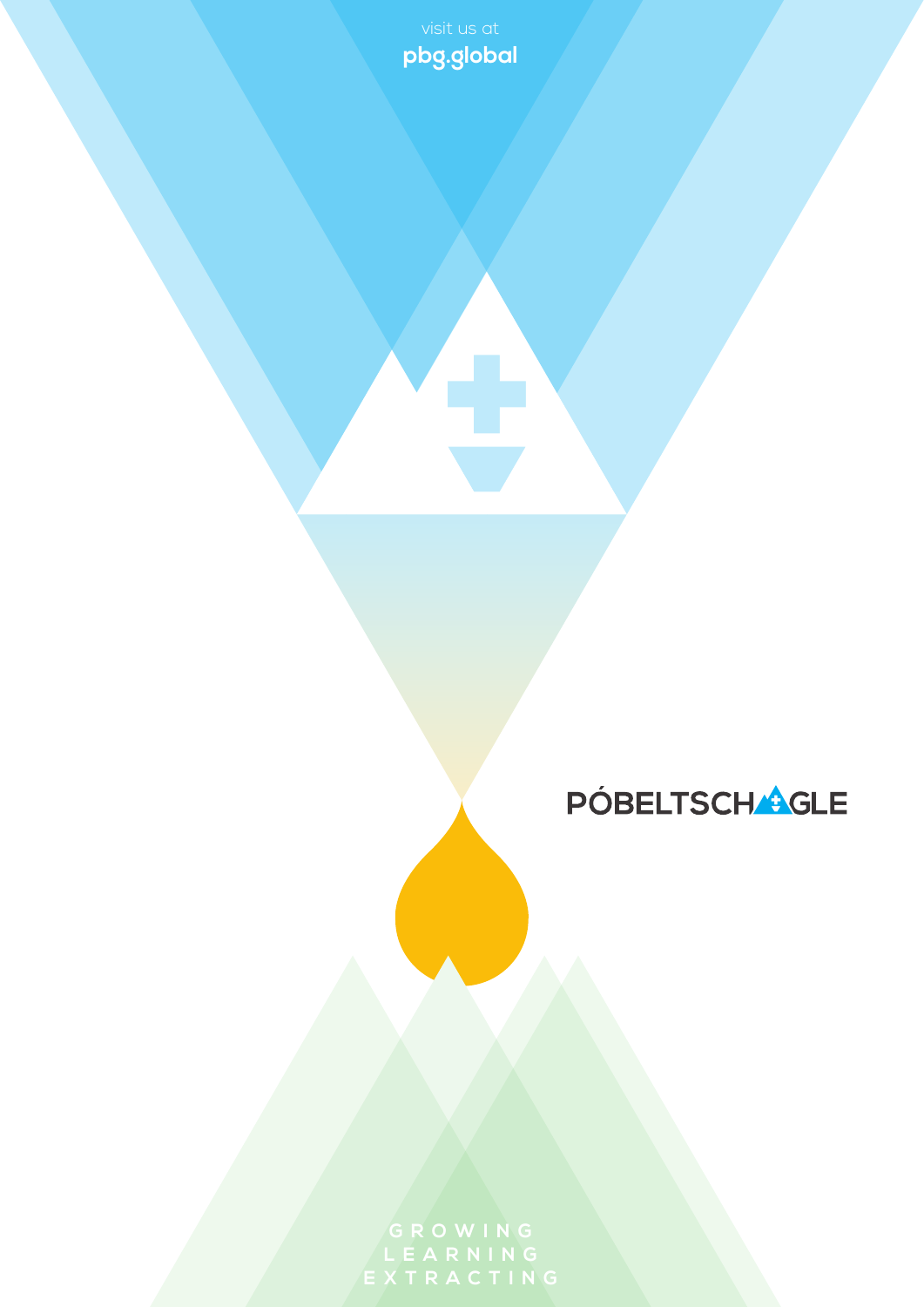visit us at

**pbg.global**

PÓBELTSCHAGLE

GROWING
LEARNING
EXTRACTING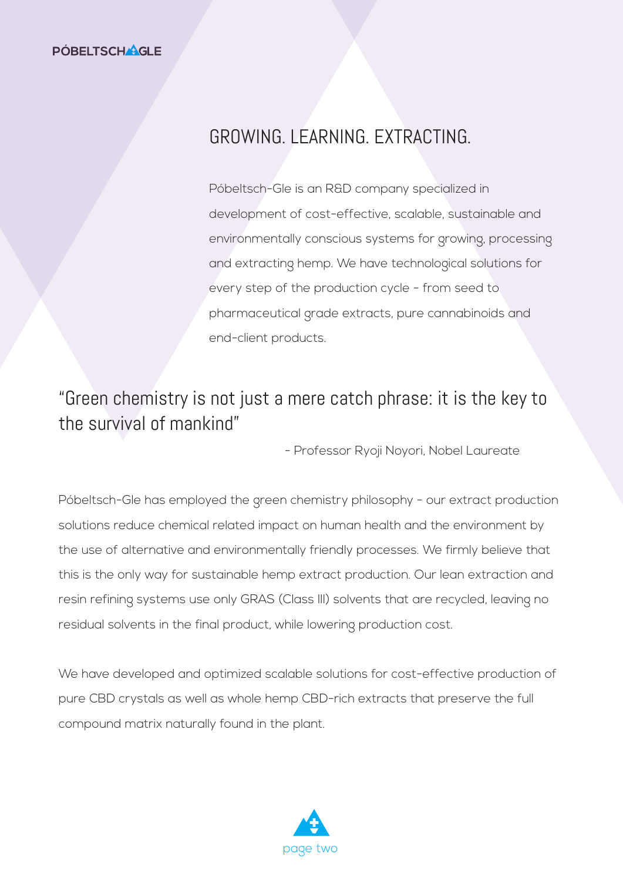# GROWING. LEARNING. EXTRACTING.

Póbeltsch-Gle is an R&D company specialized in development of cost-effective, scalable, sustainable and environmentally conscious systems for growing, processing and extracting hemp. We have technological solutions for every step of the production cycle - from seed to pharmaceutical grade extracts, pure cannabinoids and end-client products.

> "Green chemistry is not just a mere catch phrase: it is the key to the survival of mankind"
>
> \- Professor Ryoji Noyori, Nobel Laureate

Póbeltsch-Gle has employed the green chemistry philosophy - our extract production solutions reduce chemical related impact on human health and the environment by the use of alternative and environmentally friendly processes. We firmly believe that this is the only way for sustainable hemp extract production. Our lean extraction and resin refining systems use only GRAS (Class III) solvents that are recycled, leaving no residual solvents in the final product, while lowering production cost.

We have developed and optimized scalable solutions for cost-effective production of pure CBD crystals as well as whole hemp CBD-rich extracts that preserve the full compound matrix naturally found in the plant.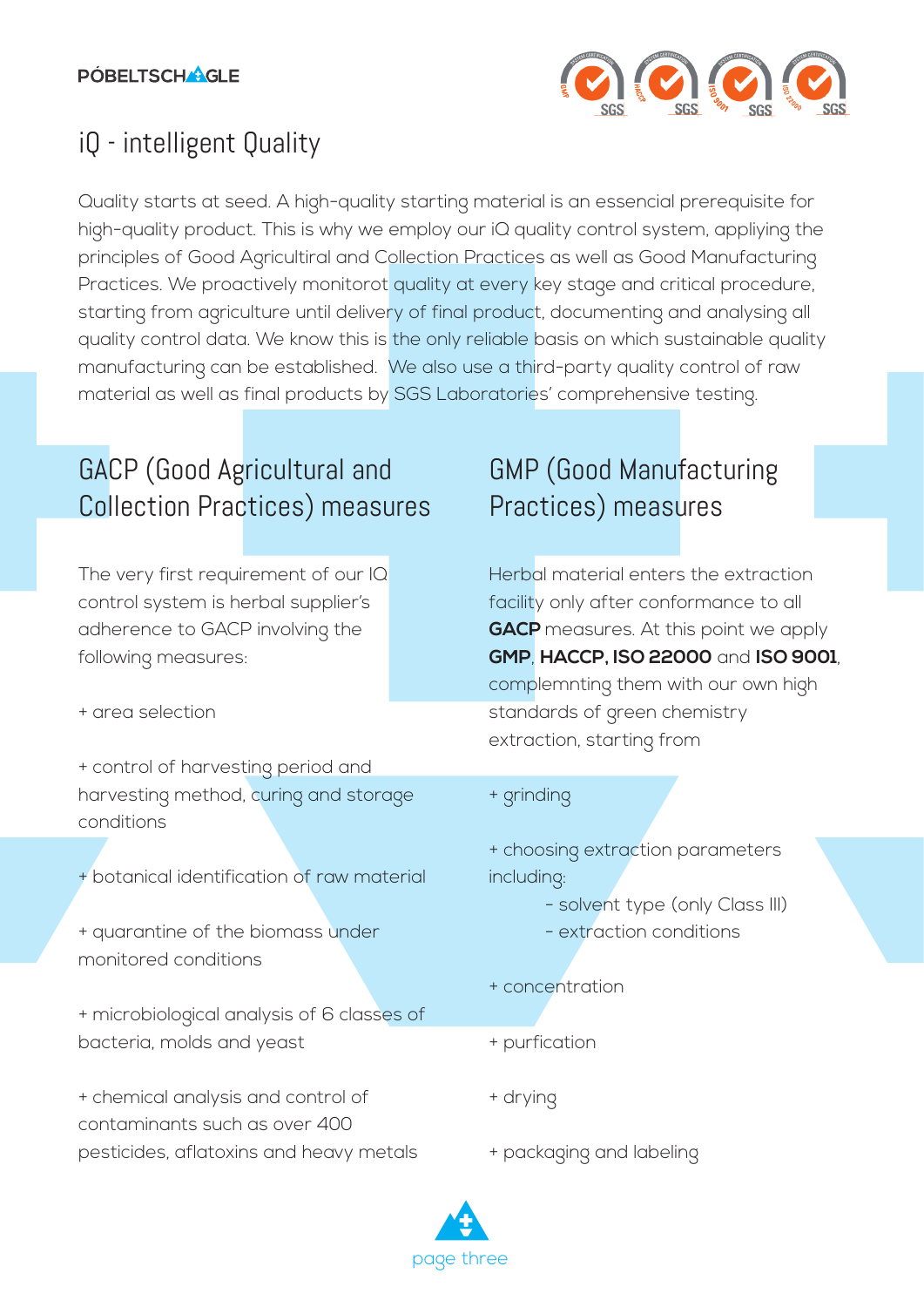# iQ - intelligent Quality

Quality starts at seed. A high-quality starting material is an essencial prerequisite for high-quality product. This is why we employ our iQ quality control system, appliying the principles of Good Agricultiral and Collection Practices as well as Good Manufacturing Practices. We proactively monitorot quality at every key stage and critical procedure, starting from agriculture until delivery of final product, documenting and analysing all quality control data. We know this is the only reliable basis on which sustainable quality manufacturing can be established. We also use a third-party quality control of raw material as well as final products by SGS Laboratories' comprehensive testing.

## GACP (Good Agricultural and Collection Practices) measures

The very first requirement of our IQ control system is herbal supplier's adherence to GACP involving the following measures:

+ area selection

+ control of harvesting period and harvesting method, curing and storage conditions

+ botanical identification of raw material

+ quarantine of the biomass under monitored conditions

+ microbiological analysis of 6 classes of bacteria, molds and yeast

+ chemical analysis and control of contaminants such as over 400 pesticides, aflatoxins and heavy metals

## GMP (Good Manufacturing Practices) measures

Herbal material enters the extraction facility only after conformance to all **GACP** measures. At this point we apply **GMP**, **HACCP, ISO 22000** and **ISO 9001**, complemnting them with our own high standards of green chemistry extraction, starting from

+ grinding

+ choosing extraction parameters including:
  - solvent type (only Class III)
  - extraction conditions

+ concentration

+ purfication

+ drying

+ packaging and labeling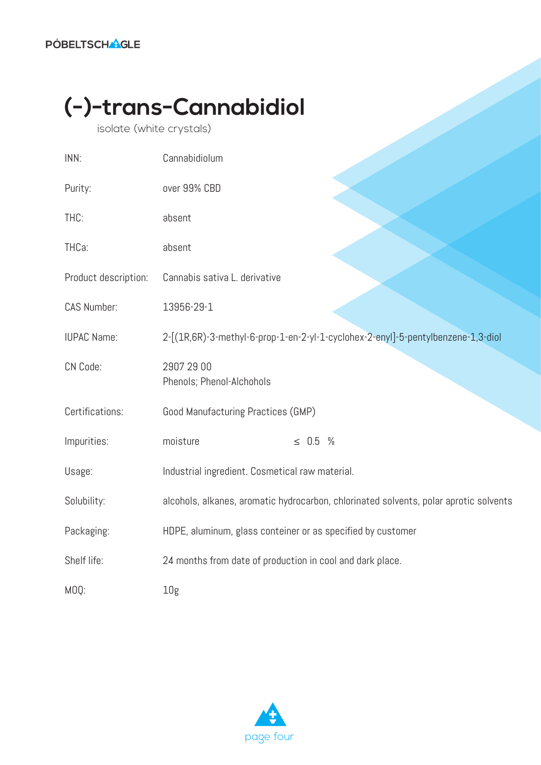# (-)-trans-Cannabidiol

isolate (white crystals)

| | |
|---|---|
| INN: | Cannabidiolum |
| Purity: | over 99% CBD |
| THC: | absent |
| THCa: | absent |
| Product description: | Cannabis sativa L. derivative |
| CAS Number: | 13956-29-1 |
| IUPAC Name: | 2-[(1R,6R)-3-methyl-6-prop-1-en-2-yl-1-cyclohex-2-enyl]-5-pentylbenzene-1,3-diol |
| CN Code: | 2907 29 00<br>Phenols; Phenol-Alchohols |
| Certifications: | Good Manufacturing Practices (GMP) |
| Impurities: | moisture $\leq$ 0.5 % |
| Usage: | Industrial ingredient. Cosmetical raw material. |
| Solubility: | alcohols, alkanes, aromatic hydrocarbon, chlorinated solvents, polar aprotic solvents |
| Packaging: | HDPE, aluminum, glass conteiner or as specified by customer |
| Shelf life: | 24 months from date of production in cool and dark place. |
| MOQ: | 10g |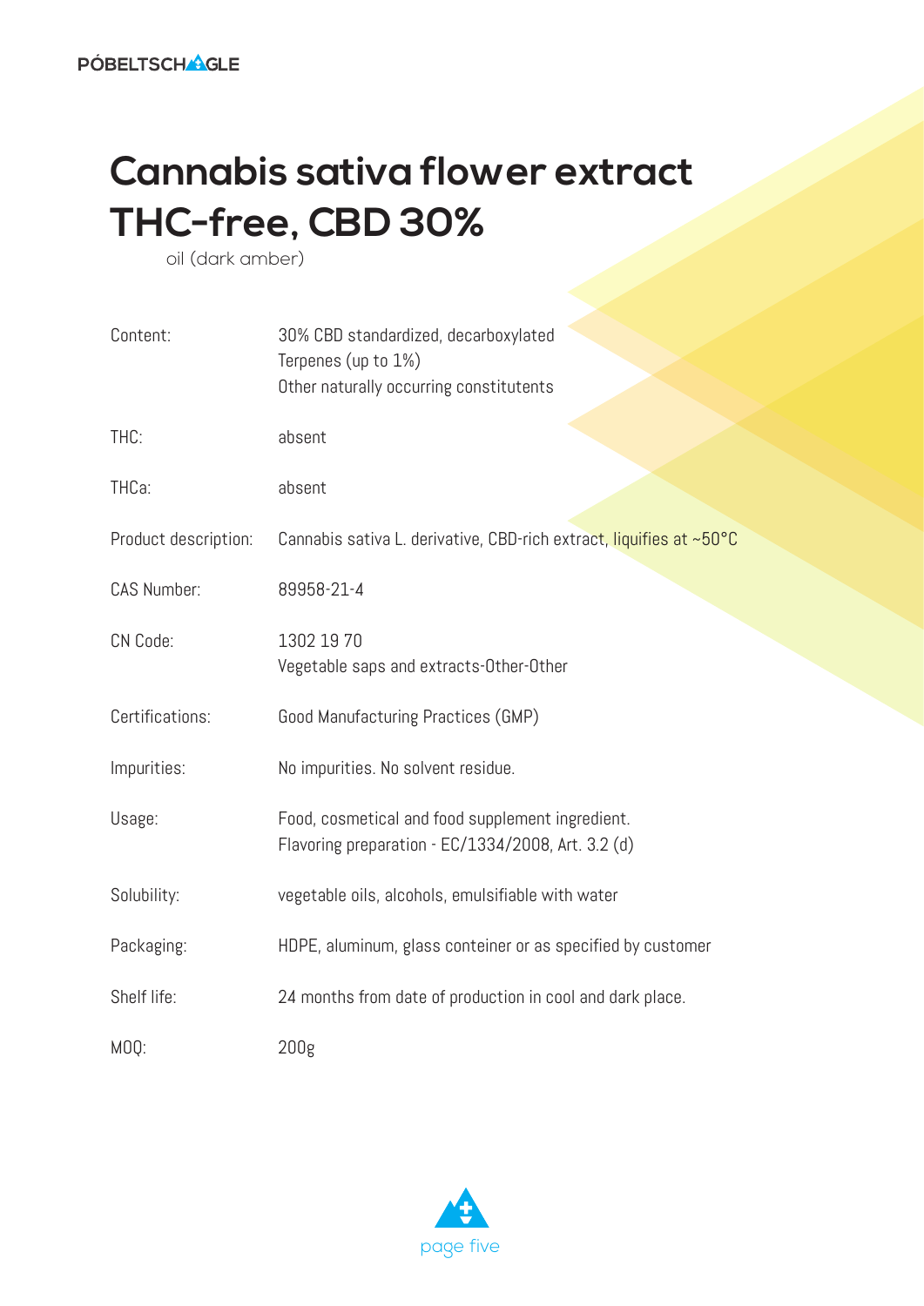# Cannabis sativa flower extract THC-free, CBD 30%

oil (dark amber)

| | |
|---|---|
| Content: | 30% CBD standardized, decarboxylated<br>Terpenes (up to 1%)<br>Other naturally occurring constitutents |
| THC: | absent |
| THCa: | absent |
| Product description: | Cannabis sativa L. derivative, CBD-rich extract, liquifies at ~50°C |
| CAS Number: | 89958-21-4 |
| CN Code: | 1302 19 70<br>Vegetable saps and extracts-Other-Other |
| Certifications: | Good Manufacturing Practices (GMP) |
| Impurities: | No impurities. No solvent residue. |
| Usage: | Food, cosmetical and food supplement ingredient.<br>Flavoring preparation - EC/1334/2008, Art. 3.2 (d) |
| Solubility: | vegetable oils, alcohols, emulsifiable with water |
| Packaging: | HDPE, aluminum, glass conteiner or as specified by customer |
| Shelf life: | 24 months from date of production in cool and dark place. |
| MOQ: | 200g |